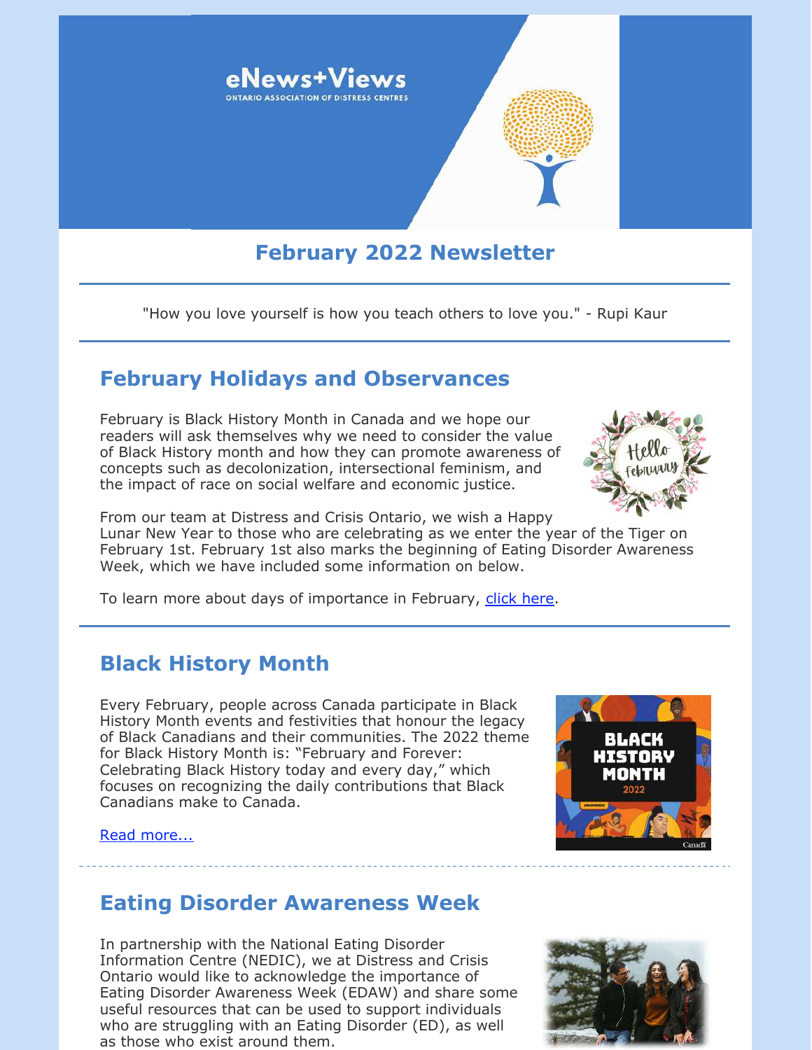# eNews+Views

ONTARIO ASSOCIATION OF DISTRESS CENTRES

## February 2022 Newsletter

"How you love yourself is how you teach others to love you." - Rupi Kaur

## February Holidays and Observances

February is Black History Month in Canada and we hope our readers will ask themselves why we need to consider the value of Black History month and how they can promote awareness of concepts such as decolonization, intersectional feminism, and the impact of race on social welfare and economic justice.

From our team at Distress and Crisis Ontario, we wish a Happy Lunar New Year to those who are celebrating as we enter the year of the Tiger on February 1st. February 1st also marks the beginning of Eating Disorder Awareness Week, which we have included some information on below.

To learn more about days of importance in February, click here.

## Black History Month

Every February, people across Canada participate in Black History Month events and festivities that honour the legacy of Black Canadians and their communities. The 2022 theme for Black History Month is: "February and Forever: Celebrating Black History today and every day," which focuses on recognizing the daily contributions that Black Canadians make to Canada.

Read more...

## Eating Disorder Awareness Week

In partnership with the National Eating Disorder Information Centre (NEDIC), we at Distress and Crisis Ontario would like to acknowledge the importance of Eating Disorder Awareness Week (EDAW) and share some useful resources that can be used to support individuals who are struggling with an Eating Disorder (ED), as well as those who exist around them.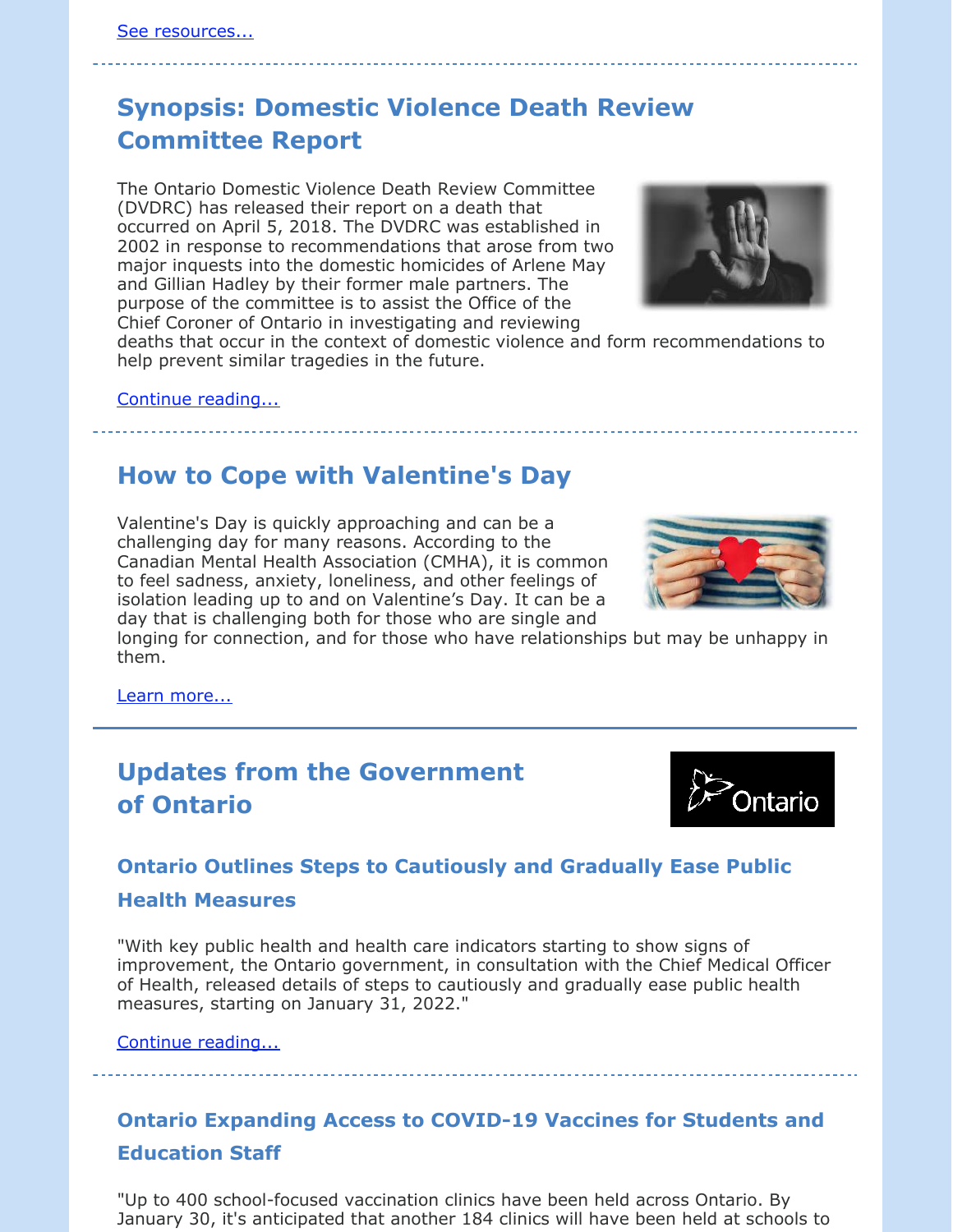See resources...

---

## Synopsis: Domestic Violence Death Review Committee Report

The Ontario Domestic Violence Death Review Committee (DVDRC) has released their report on a death that occurred on April 5, 2018. The DVDRC was established in 2002 in response to recommendations that arose from two major inquests into the domestic homicides of Arlene May and Gillian Hadley by their former male partners. The purpose of the committee is to assist the Office of the Chief Coroner of Ontario in investigating and reviewing deaths that occur in the context of domestic violence and form recommendations to help prevent similar tragedies in the future.

Continue reading...

---

## How to Cope with Valentine's Day

Valentine's Day is quickly approaching and can be a challenging day for many reasons. According to the Canadian Mental Health Association (CMHA), it is common to feel sadness, anxiety, loneliness, and other feelings of isolation leading up to and on Valentine's Day. It can be a day that is challenging both for those who are single and longing for connection, and for those who have relationships but may be unhappy in them.

Learn more...

---

## Updates from the Government of Ontario

### Ontario Outlines Steps to Cautiously and Gradually Ease Public Health Measures

"With key public health and health care indicators starting to show signs of improvement, the Ontario government, in consultation with the Chief Medical Officer of Health, released details of steps to cautiously and gradually ease public health measures, starting on January 31, 2022."

Continue reading...

---

### Ontario Expanding Access to COVID-19 Vaccines for Students and Education Staff

"Up to 400 school-focused vaccination clinics have been held across Ontario. By January 30, it's anticipated that another 184 clinics will have been held at schools to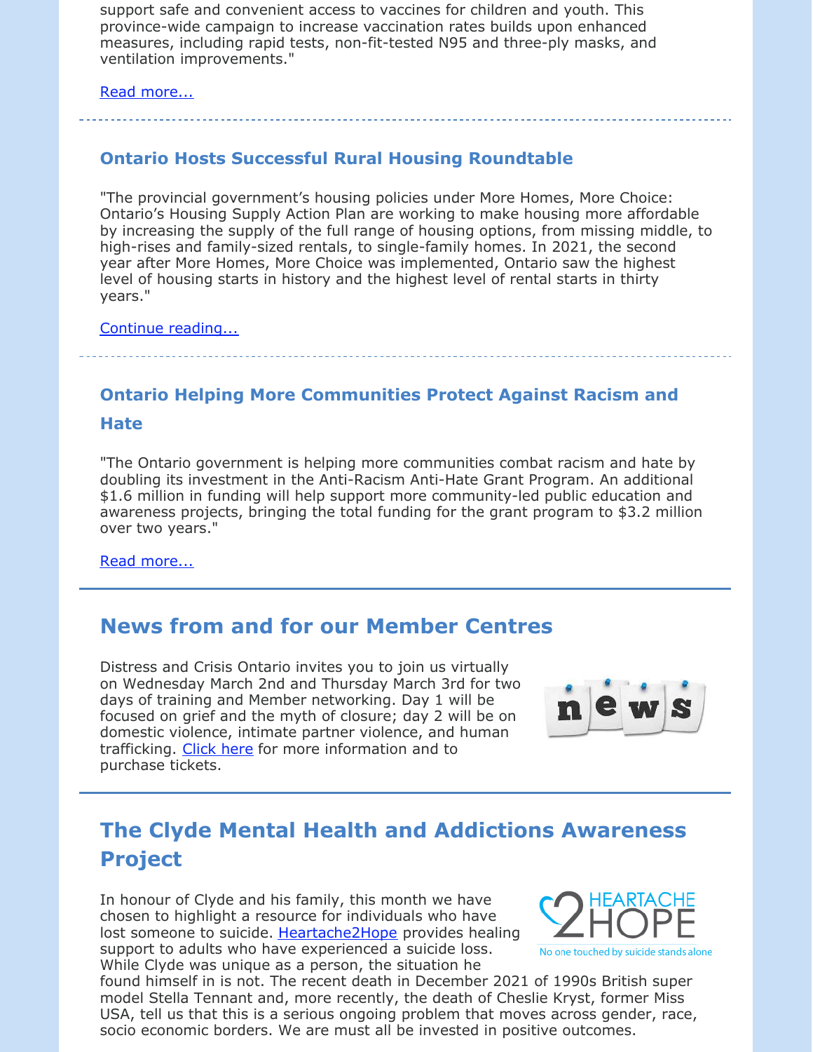support safe and convenient access to vaccines for children and youth. This province-wide campaign to increase vaccination rates builds upon enhanced measures, including rapid tests, non-fit-tested N95 and three-ply masks, and ventilation improvements."

Read more...

---

### Ontario Hosts Successful Rural Housing Roundtable

"The provincial government's housing policies under More Homes, More Choice: Ontario's Housing Supply Action Plan are working to make housing more affordable by increasing the supply of the full range of housing options, from missing middle, to high-rises and family-sized rentals, to single-family homes. In 2021, the second year after More Homes, More Choice was implemented, Ontario saw the highest level of housing starts in history and the highest level of rental starts in thirty years."

Continue reading...

---

### Ontario Helping More Communities Protect Against Racism and Hate

"The Ontario government is helping more communities combat racism and hate by doubling its investment in the Anti-Racism Anti-Hate Grant Program. An additional $1.6 million in funding will help support more community-led public education and awareness projects, bringing the total funding for the grant program to $3.2 million over two years."

Read more...

---

## News from and for our Member Centres

Distress and Crisis Ontario invites you to join us virtually on Wednesday March 2nd and Thursday March 3rd for two days of training and Member networking. Day 1 will be focused on grief and the myth of closure; day 2 will be on domestic violence, intimate partner violence, and human trafficking. Click here for more information and to purchase tickets.

---

## The Clyde Mental Health and Addictions Awareness Project

In honour of Clyde and his family, this month we have chosen to highlight a resource for individuals who have lost someone to suicide. Heartache2Hope provides healing support to adults who have experienced a suicide loss. While Clyde was unique as a person, the situation he found himself in is not. The recent death in December 2021 of 1990s British super model Stella Tennant and, more recently, the death of Cheslie Kryst, former Miss USA, tell us that this is a serious ongoing problem that moves across gender, race, socio economic borders. We are must all be invested in positive outcomes.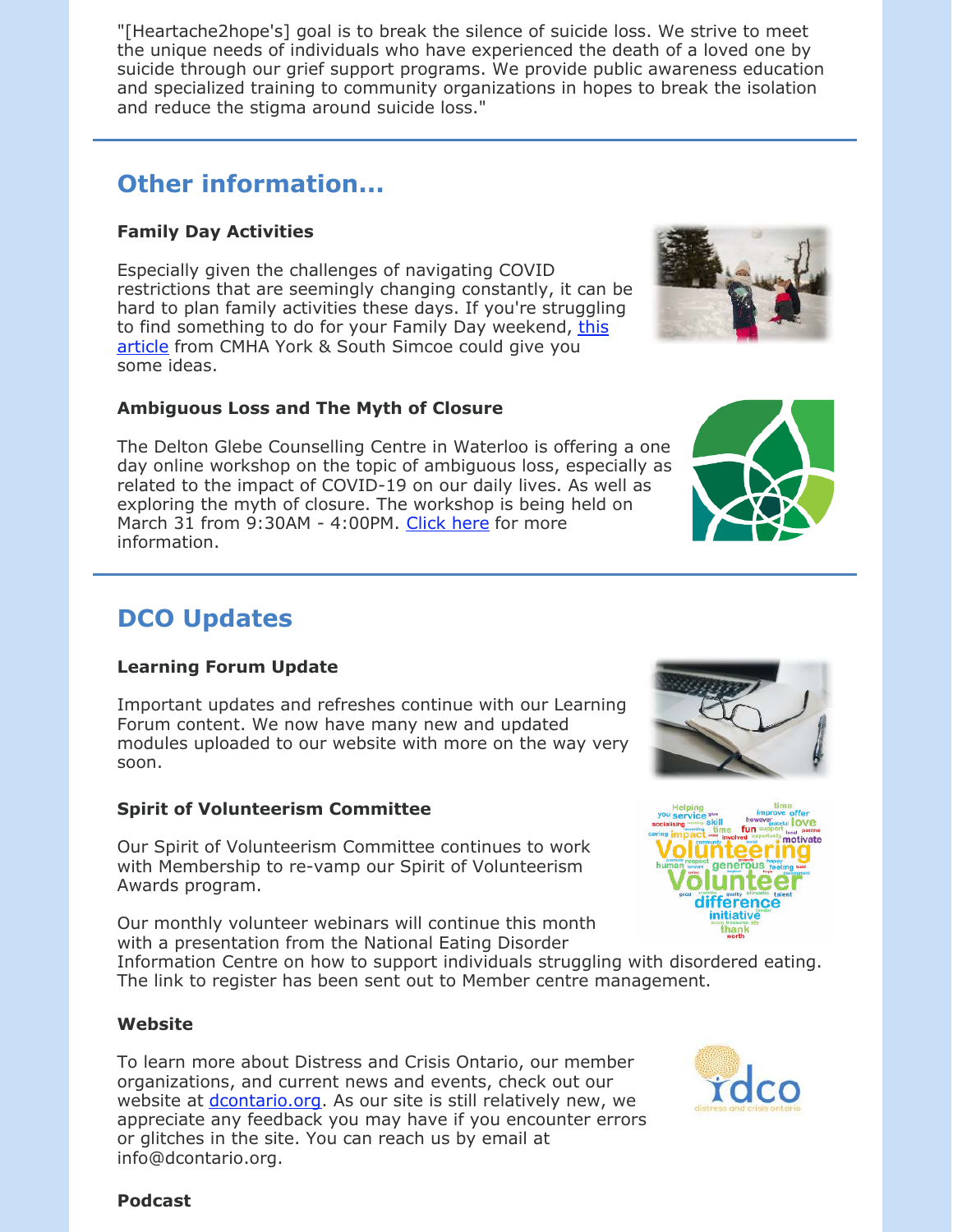"[Heartache2hope's] goal is to break the silence of suicide loss. We strive to meet the unique needs of individuals who have experienced the death of a loved one by suicide through our grief support programs. We provide public awareness education and specialized training to community organizations in hopes to break the isolation and reduce the stigma around suicide loss."

## Other information...

**Family Day Activities**

Especially given the challenges of navigating COVID restrictions that are seemingly changing constantly, it can be hard to plan family activities these days. If you're struggling to find something to do for your Family Day weekend, this article from CMHA York & South Simcoe could give you some ideas.

**Ambiguous Loss and The Myth of Closure**

The Delton Glebe Counselling Centre in Waterloo is offering a one day online workshop on the topic of ambiguous loss, especially as related to the impact of COVID-19 on our daily lives. As well as exploring the myth of closure. The workshop is being held on March 31 from 9:30AM - 4:00PM. Click here for more information.

## DCO Updates

**Learning Forum Update**

Important updates and refreshes continue with our Learning Forum content. We now have many new and updated modules uploaded to our website with more on the way very soon.

**Spirit of Volunteerism Committee**

Our Spirit of Volunteerism Committee continues to work with Membership to re-vamp our Spirit of Volunteerism Awards program.

Our monthly volunteer webinars will continue this month with a presentation from the National Eating Disorder Information Centre on how to support individuals struggling with disordered eating. The link to register has been sent out to Member centre management.

**Website**

To learn more about Distress and Crisis Ontario, our member organizations, and current news and events, check out our website at dcontario.org. As our site is still relatively new, we appreciate any feedback you may have if you encounter errors or glitches in the site. You can reach us by email at info@dcontario.org.

**Podcast**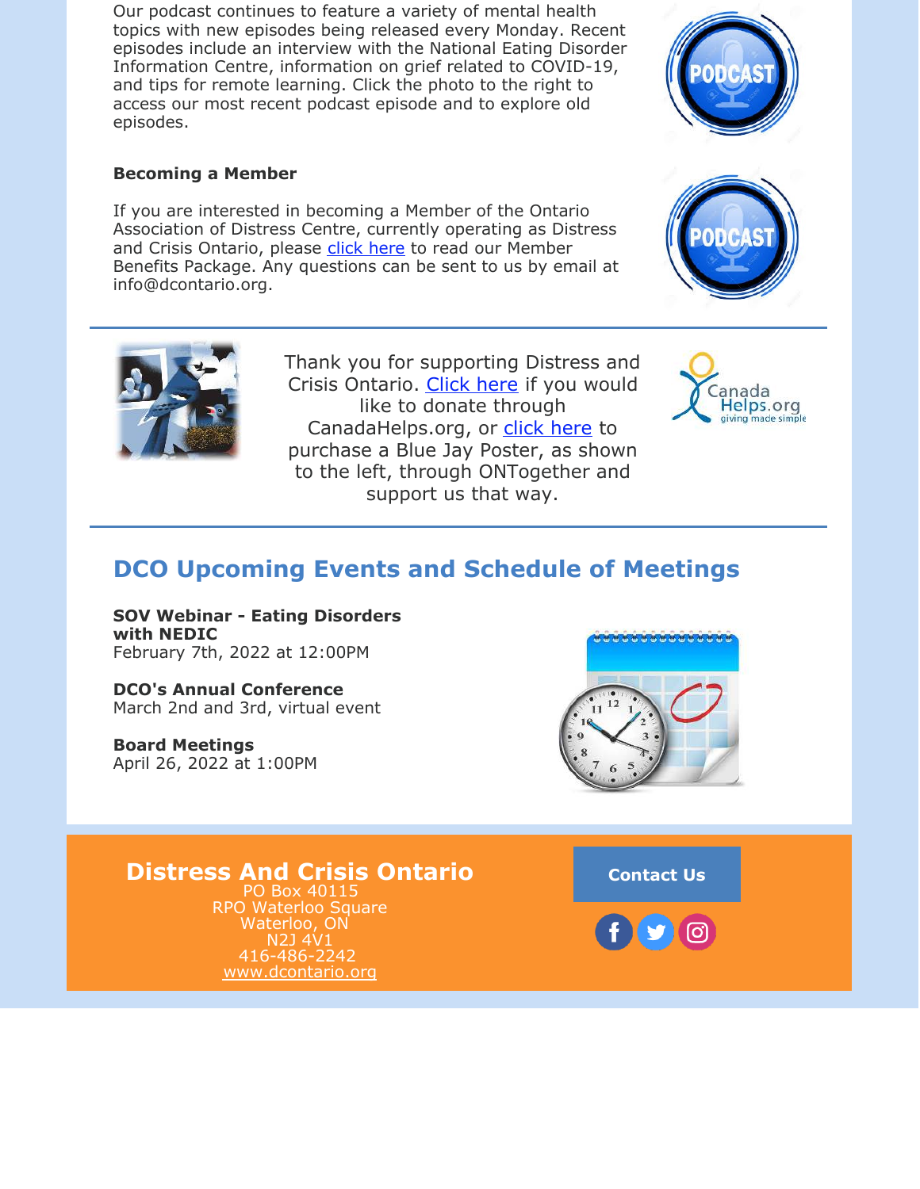Our podcast continues to feature a variety of mental health topics with new episodes being released every Monday. Recent episodes include an interview with the National Eating Disorder Information Centre, information on grief related to COVID-19, and tips for remote learning. Click the photo to the right to access our most recent podcast episode and to explore old episodes.

**Becoming a Member**

If you are interested in becoming a Member of the Ontario Association of Distress Centre, currently operating as Distress and Crisis Ontario, please click here to read our Member Benefits Package. Any questions can be sent to us by email at info@dcontario.org.

---

Thank you for supporting Distress and Crisis Ontario. Click here if you would like to donate through CanadaHelps.org, or click here to purchase a Blue Jay Poster, as shown to the left, through ONTogether and support us that way.

---

## DCO Upcoming Events and Schedule of Meetings

**SOV Webinar - Eating Disorders with NEDIC**
February 7th, 2022 at 12:00PM

**DCO's Annual Conference**
March 2nd and 3rd, virtual event

**Board Meetings**
April 26, 2022 at 1:00PM

**Distress And Crisis Ontario**
PO Box 40115
RPO Waterloo Square
Waterloo, ON
N2J 4V1
416-486-2242
www.dcontario.org

Contact Us